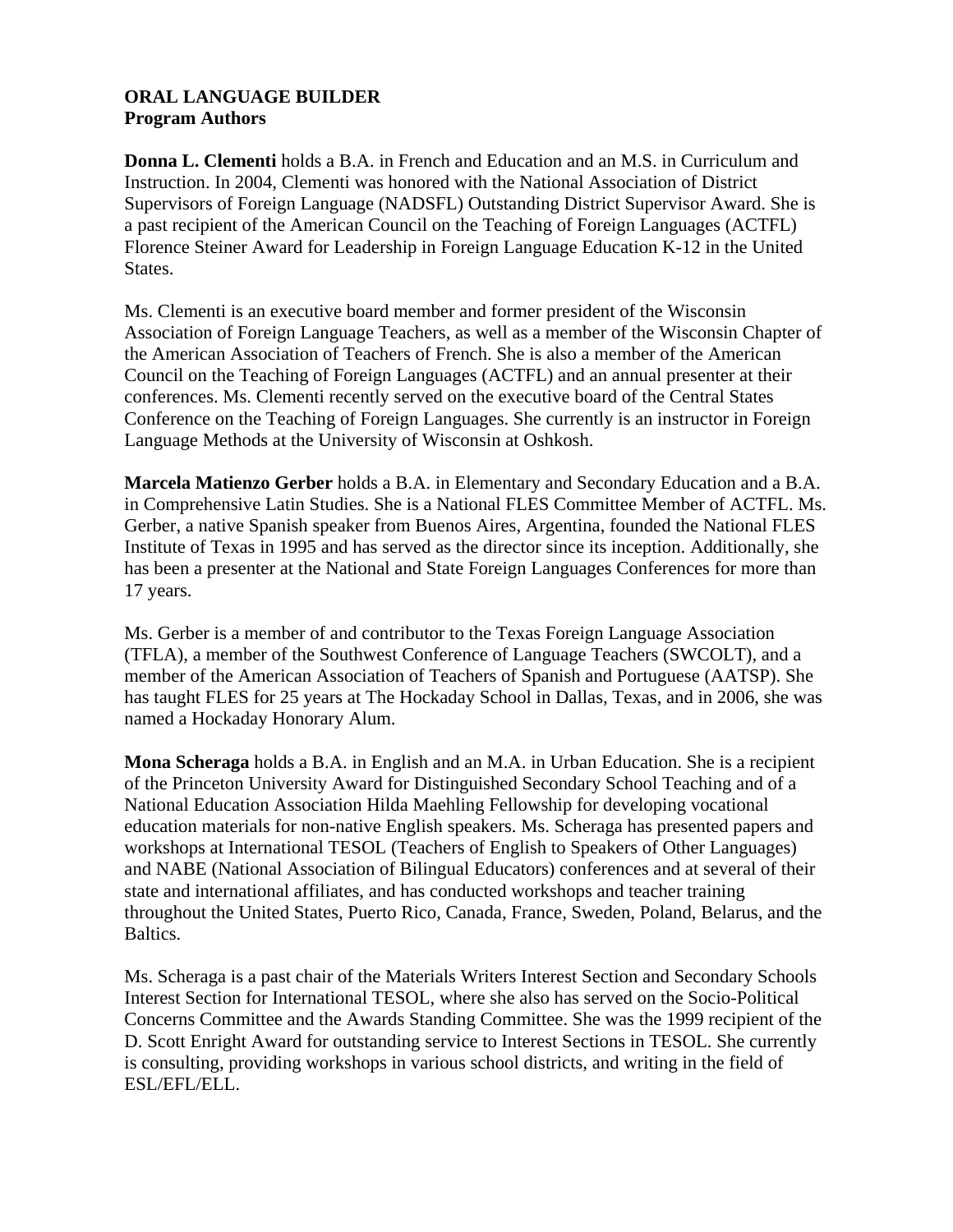**ORAL LANGUAGE BUILDER**
**Program Authors**

**Donna L. Clementi** holds a B.A. in French and Education and an M.S. in Curriculum and Instruction. In 2004, Clementi was honored with the National Association of District Supervisors of Foreign Language (NADSFL) Outstanding District Supervisor Award. She is a past recipient of the American Council on the Teaching of Foreign Languages (ACTFL) Florence Steiner Award for Leadership in Foreign Language Education K-12 in the United States.

Ms. Clementi is an executive board member and former president of the Wisconsin Association of Foreign Language Teachers, as well as a member of the Wisconsin Chapter of the American Association of Teachers of French. She is also a member of the American Council on the Teaching of Foreign Languages (ACTFL) and an annual presenter at their conferences. Ms. Clementi recently served on the executive board of the Central States Conference on the Teaching of Foreign Languages. She currently is an instructor in Foreign Language Methods at the University of Wisconsin at Oshkosh.

**Marcela Matienzo Gerber** holds a B.A. in Elementary and Secondary Education and a B.A. in Comprehensive Latin Studies. She is a National FLES Committee Member of ACTFL. Ms. Gerber, a native Spanish speaker from Buenos Aires, Argentina, founded the National FLES Institute of Texas in 1995 and has served as the director since its inception. Additionally, she has been a presenter at the National and State Foreign Languages Conferences for more than 17 years.

Ms. Gerber is a member of and contributor to the Texas Foreign Language Association (TFLA), a member of the Southwest Conference of Language Teachers (SWCOLT), and a member of the American Association of Teachers of Spanish and Portuguese (AATSP). She has taught FLES for 25 years at The Hockaday School in Dallas, Texas, and in 2006, she was named a Hockaday Honorary Alum.

**Mona Scheraga** holds a B.A. in English and an M.A. in Urban Education. She is a recipient of the Princeton University Award for Distinguished Secondary School Teaching and of a National Education Association Hilda Maehling Fellowship for developing vocational education materials for non-native English speakers. Ms. Scheraga has presented papers and workshops at International TESOL (Teachers of English to Speakers of Other Languages) and NABE (National Association of Bilingual Educators) conferences and at several of their state and international affiliates, and has conducted workshops and teacher training throughout the United States, Puerto Rico, Canada, France, Sweden, Poland, Belarus, and the Baltics.

Ms. Scheraga is a past chair of the Materials Writers Interest Section and Secondary Schools Interest Section for International TESOL, where she also has served on the Socio-Political Concerns Committee and the Awards Standing Committee. She was the 1999 recipient of the D. Scott Enright Award for outstanding service to Interest Sections in TESOL. She currently is consulting, providing workshops in various school districts, and writing in the field of ESL/EFL/ELL.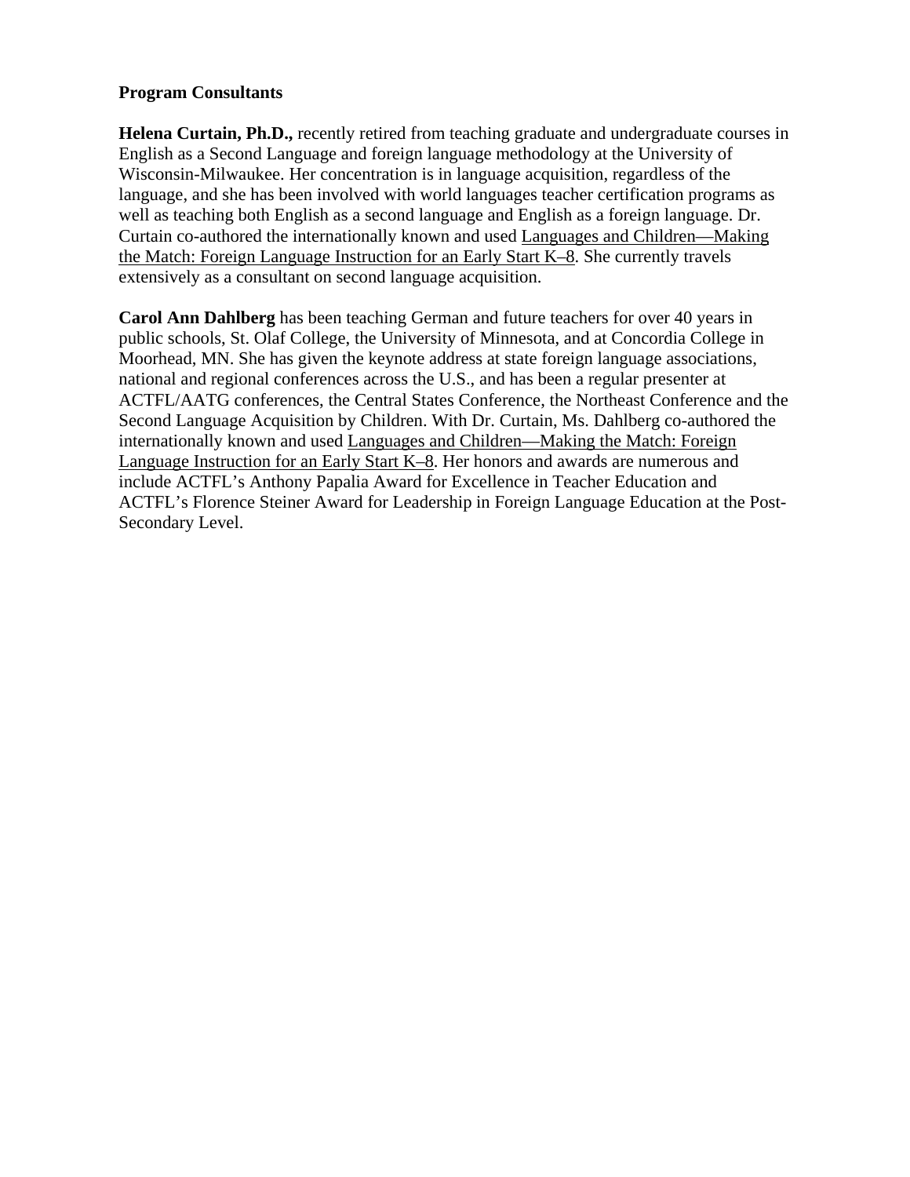**Program Consultants**

**Helena Curtain, Ph.D.,** recently retired from teaching graduate and undergraduate courses in English as a Second Language and foreign language methodology at the University of Wisconsin-Milwaukee. Her concentration is in language acquisition, regardless of the language, and she has been involved with world languages teacher certification programs as well as teaching both English as a second language and English as a foreign language. Dr. Curtain co-authored the internationally known and used <u>Languages and Children—Making the Match: Foreign Language Instruction for an Early Start K–8</u>. She currently travels extensively as a consultant on second language acquisition.

**Carol Ann Dahlberg** has been teaching German and future teachers for over 40 years in public schools, St. Olaf College, the University of Minnesota, and at Concordia College in Moorhead, MN. She has given the keynote address at state foreign language associations, national and regional conferences across the U.S., and has been a regular presenter at ACTFL/AATG conferences, the Central States Conference, the Northeast Conference and the Second Language Acquisition by Children. With Dr. Curtain, Ms. Dahlberg co-authored the internationally known and used <u>Languages and Children—Making the Match: Foreign Language Instruction for an Early Start K–8</u>. Her honors and awards are numerous and include ACTFL's Anthony Papalia Award for Excellence in Teacher Education and ACTFL's Florence Steiner Award for Leadership in Foreign Language Education at the Post-Secondary Level.